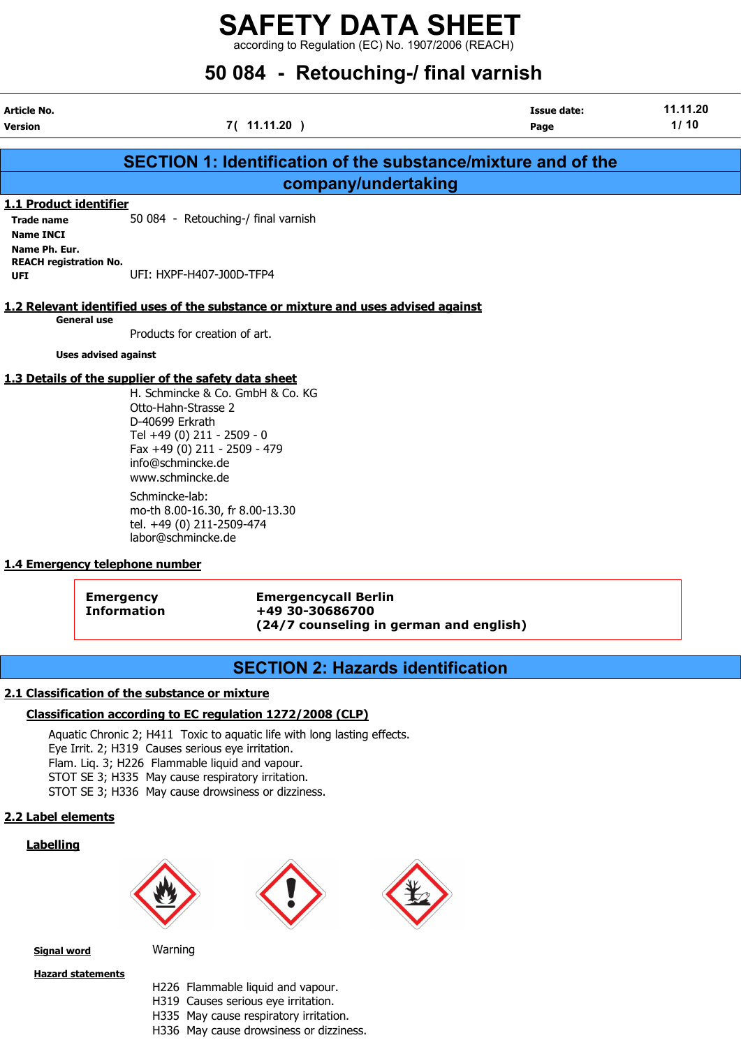# SAFETY DATA SHEET

according to Regulation (EC) No. 1907/2006 (REACH)

# 50 084 - Retouching-/ final varnish

| Article No. | | Issue date: | 11.11.20 |
|---|---|---|---|
| Version | 7 ( 11.11.20 ) | | |

## SECTION 1: Identification of the substance/mixture and of the company/undertaking

### 1.1 Product identifier

**Trade name** 50 084 - Retouching-/ final varnish

**Name INCI**

**Name Ph. Eur.**

**REACH registration No.**

**UFI** UFI: HXPF-H407-J00D-TFP4

### 1.2 Relevant identified uses of the substance or mixture and uses advised against

**General use**

Products for creation of art.

**Uses advised against**

### 1.3 Details of the supplier of the safety data sheet

H. Schmincke & Co. GmbH & Co. KG
Otto-Hahn-Strasse 2
D-40699 Erkrath
Tel +49 (0) 211 - 2509 - 0
Fax +49 (0) 211 - 2509 - 479
info@schmincke.de
www.schmincke.de

Schmincke-lab:
mo-th 8.00-16.30, fr 8.00-13.30
tel. +49 (0) 211-2509-474
labor@schmincke.de

### 1.4 Emergency telephone number

| | |
|---|---|
| **Emergency Information** | **Emergencycall Berlin +49 30-30686700 (24/7 counseling in german and english)** |

## SECTION 2: Hazards identification

### 2.1 Classification of the substance or mixture

**Classification according to EC regulation 1272/2008 (CLP)**

Aquatic Chronic 2; H411 Toxic to aquatic life with long lasting effects.
Eye Irrit. 2; H319 Causes serious eye irritation.
Flam. Liq. 3; H226 Flammable liquid and vapour.
STOT SE 3; H335 May cause respiratory irritation.
STOT SE 3; H336 May cause drowsiness or dizziness.

### 2.2 Label elements

**Labelling**

**Signal word** Warning

**Hazard statements**

H226 Flammable liquid and vapour.
H319 Causes serious eye irritation.
H335 May cause respiratory irritation.
H336 May cause drowsiness or dizziness.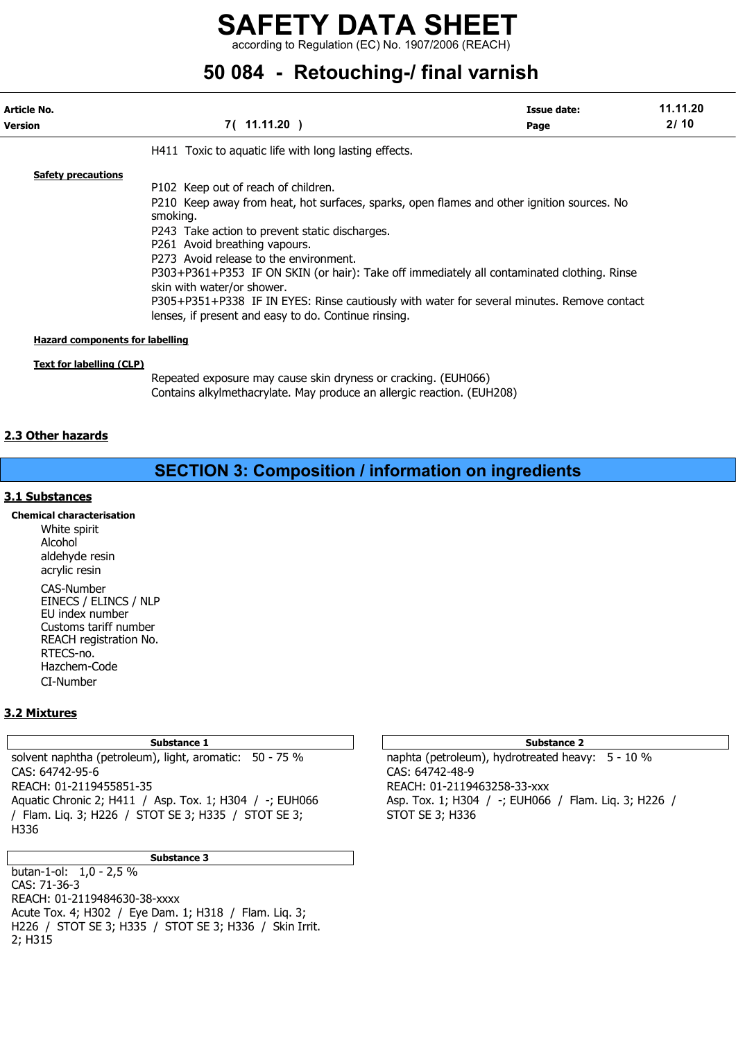H411 Toxic to aquatic life with long lasting effects.

**Safety precautions**

P102 Keep out of reach of children.
P210 Keep away from heat, hot surfaces, sparks, open flames and other ignition sources. No smoking.
P243 Take action to prevent static discharges.
P261 Avoid breathing vapours.
P273 Avoid release to the environment.
P303+P361+P353 IF ON SKIN (or hair): Take off immediately all contaminated clothing. Rinse skin with water/or shower.
P305+P351+P338 IF IN EYES: Rinse cautiously with water for several minutes. Remove contact lenses, if present and easy to do. Continue rinsing.

**Hazard components for labelling**

**Text for labelling (CLP)**

Repeated exposure may cause skin dryness or cracking. (EUH066)
Contains alkylmethacrylate. May produce an allergic reaction. (EUH208)

## 2.3 Other hazards

# SECTION 3: Composition / information on ingredients

## 3.1 Substances

**Chemical characterisation**

White spirit
Alcohol
aldehyde resin
acrylic resin

CAS-Number
EINECS / ELINCS / NLP
EU index number
Customs tariff number
REACH registration No.
RTECS-no.
Hazchem-Code
CI-Number

## 3.2 Mixtures

| Substance 1 |
| --- |
| solvent naphtha (petroleum), light, aromatic: 50 - 75 %<br>CAS: 64742-95-6<br>REACH: 01-2119455851-35<br>Aquatic Chronic 2; H411 / Asp. Tox. 1; H304 / -; EUH066 / Flam. Liq. 3; H226 / STOT SE 3; H335 / STOT SE 3; H336 |

| Substance 2 |
| --- |
| naphta (petroleum), hydrotreated heavy: 5 - 10 %<br>CAS: 64742-48-9<br>REACH: 01-2119463258-33-xxx<br>Asp. Tox. 1; H304 / -; EUH066 / Flam. Liq. 3; H226 / STOT SE 3; H336 |

| Substance 3 |
| --- |
| butan-1-ol: 1,0 - 2,5 %<br>CAS: 71-36-3<br>REACH: 01-2119484630-38-xxxx<br>Acute Tox. 4; H302 / Eye Dam. 1; H318 / Flam. Liq. 3; H226 / STOT SE 3; H335 / STOT SE 3; H336 / Skin Irrit. 2; H315 |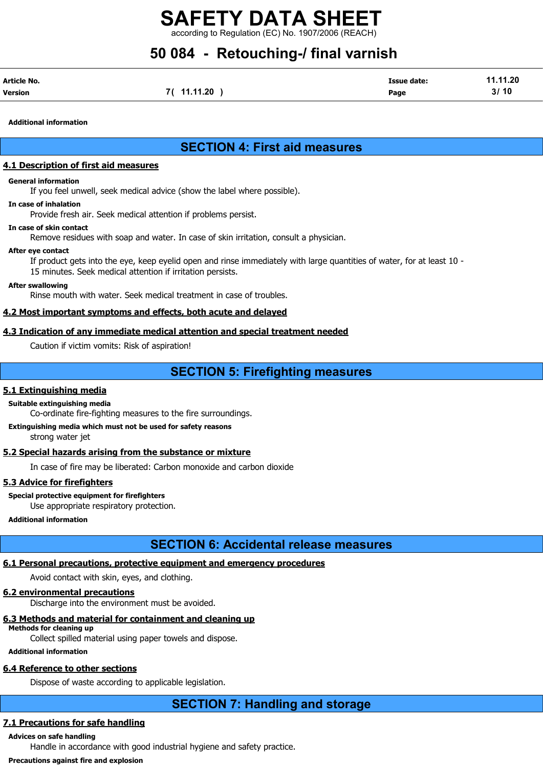**Additional information**

## SECTION 4: First aid measures

### 4.1 Description of first aid measures

**General information**

If you feel unwell, seek medical advice (show the label where possible).

**In case of inhalation**

Provide fresh air. Seek medical attention if problems persist.

**In case of skin contact**

Remove residues with soap and water. In case of skin irritation, consult a physician.

**After eye contact**

If product gets into the eye, keep eyelid open and rinse immediately with large quantities of water, for at least 10 - 15 minutes. Seek medical attention if irritation persists.

**After swallowing**

Rinse mouth with water. Seek medical treatment in case of troubles.

### 4.2 Most important symptoms and effects, both acute and delayed

### 4.3 Indication of any immediate medical attention and special treatment needed

Caution if victim vomits: Risk of aspiration!

## SECTION 5: Firefighting measures

### 5.1 Extinguishing media

**Suitable extinguishing media**

Co-ordinate fire-fighting measures to the fire surroundings.

**Extinguishing media which must not be used for safety reasons**

strong water jet

### 5.2 Special hazards arising from the substance or mixture

In case of fire may be liberated: Carbon monoxide and carbon dioxide

### 5.3 Advice for firefighters

**Special protective equipment for firefighters**

Use appropriate respiratory protection.

**Additional information**

## SECTION 6: Accidental release measures

### 6.1 Personal precautions, protective equipment and emergency procedures

Avoid contact with skin, eyes, and clothing.

### 6.2 environmental precautions

Discharge into the environment must be avoided.

### 6.3 Methods and material for containment and cleaning up

**Methods for cleaning up**

Collect spilled material using paper towels and dispose.

**Additional information**

### 6.4 Reference to other sections

Dispose of waste according to applicable legislation.

## SECTION 7: Handling and storage

### 7.1 Precautions for safe handling

**Advices on safe handling**

Handle in accordance with good industrial hygiene and safety practice.

**Precautions against fire and explosion**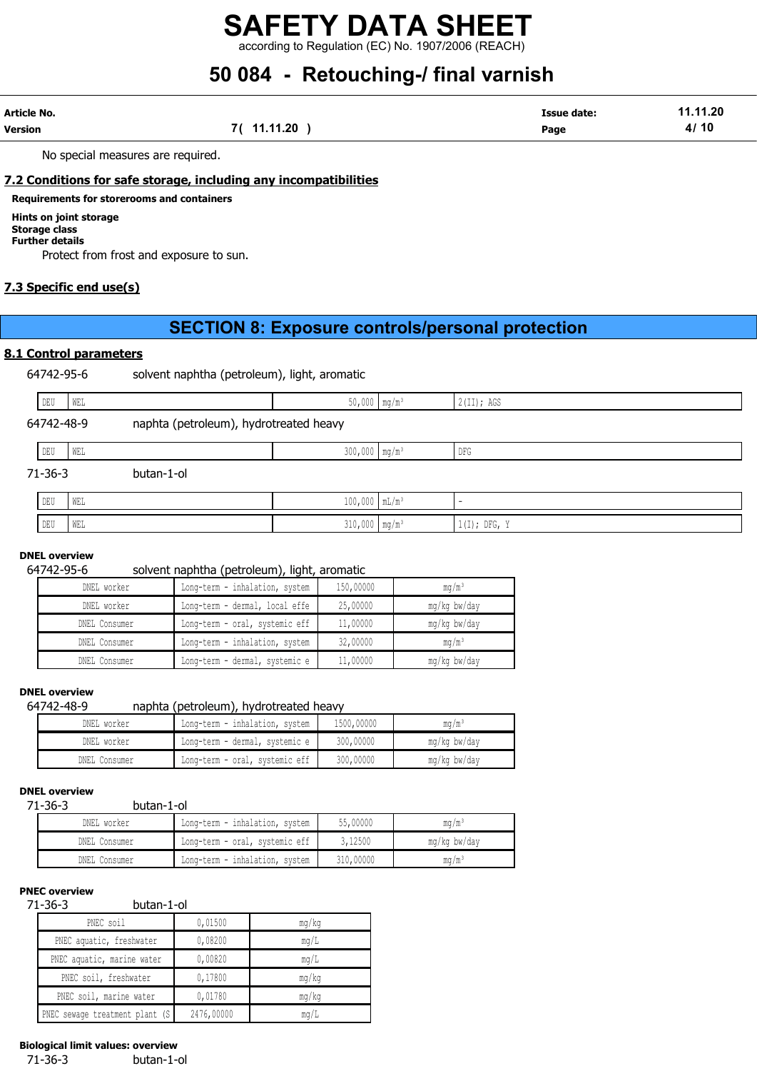No special measures are required.

## 7.2 Conditions for safe storage, including any incompatibilities

**Requirements for storerooms and containers**

**Hints on joint storage**
**Storage class**
**Further details**

Protect from frost and exposure to sun.

## 7.3 Specific end use(s)

# SECTION 8: Exposure controls/personal protection

## 8.1 Control parameters

64742-95-6 solvent naphtha (petroleum), light, aromatic

| | | | | |
|---|---|---|---|---|
| DEU | WEL | 50,000 | mg/m³ | 2(II); AGS |

64742-48-9 naphta (petroleum), hydrotreated heavy

| | | | | |
|---|---|---|---|---|
| DEU | WEL | 300,000 | mg/m³ | DFG |

71-36-3 butan-1-ol

| | | | | |
|---|---|---|---|---|
| DEU | WEL | 100,000 | mL/m³ | - |
| DEU | WEL | 310,000 | mg/m³ | 1(I); DFG, Y |

**DNEL overview**

64742-95-6 solvent naphtha (petroleum), light, aromatic

| | | | |
|---|---|---|---|
| DNEL worker | Long-term - inhalation, system | 150,00000 | mg/m³ |
| DNEL worker | Long-term - dermal, local effe | 25,00000 | mg/kg bw/day |
| DNEL Consumer | Long-term - oral, systemic eff | 11,00000 | mg/kg bw/day |
| DNEL Consumer | Long-term - inhalation, system | 32,00000 | mg/m³ |
| DNEL Consumer | Long-term - dermal, systemic e | 11,00000 | mg/kg bw/day |

**DNEL overview**

64742-48-9 naphta (petroleum), hydrotreated heavy

| | | | |
|---|---|---|---|
| DNEL worker | Long-term - inhalation, system | 1500,00000 | mg/m³ |
| DNEL worker | Long-term - dermal, systemic e | 300,00000 | mg/kg bw/day |
| DNEL Consumer | Long-term - oral, systemic eff | 300,00000 | mg/kg bw/day |

**DNEL overview**

71-36-3 butan-1-ol

| | | | |
|---|---|---|---|
| DNEL worker | Long-term - inhalation, system | 55,00000 | mg/m³ |
| DNEL Consumer | Long-term - oral, systemic eff | 3,12500 | mg/kg bw/day |
| DNEL Consumer | Long-term - inhalation, system | 310,00000 | mg/m³ |

**PNEC overview**

71-36-3 butan-1-ol

| | | |
|---|---|---|
| PNEC soil | 0,01500 | mg/kg |
| PNEC aquatic, freshwater | 0,08200 | mg/L |
| PNEC aquatic, marine water | 0,00820 | mg/L |
| PNEC soil, freshwater | 0,17800 | mg/kg |
| PNEC soil, marine water | 0,01780 | mg/kg |
| PNEC sewage treatment plant (S | 2476,00000 | mg/L |

**Biological limit values: overview**

71-36-3 butan-1-ol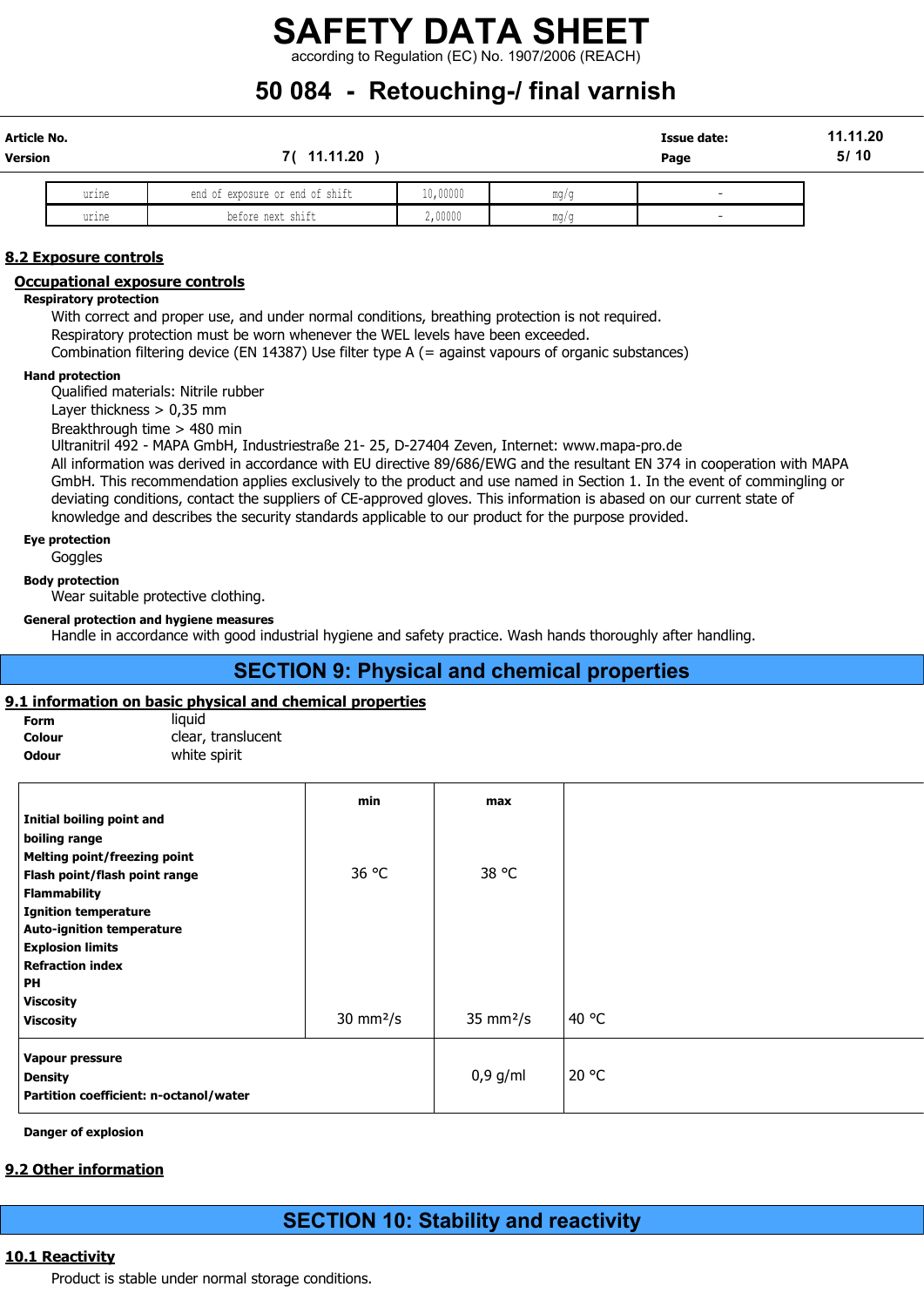| urine | end of exposure or end of shift | 10,00000 | mg/g | - |
|---|---|---|---|---|
| urine | before next shift | 2,00000 | mg/g | - |

## 8.2 Exposure controls

### Occupational exposure controls

**Respiratory protection**

With correct and proper use, and under normal conditions, breathing protection is not required.
Respiratory protection must be worn whenever the WEL levels have been exceeded.
Combination filtering device (EN 14387) Use filter type A (= against vapours of organic substances)

**Hand protection**

Qualified materials: Nitrile rubber
Layer thickness > 0,35 mm
Breakthrough time > 480 min
Ultranitril 492 - MAPA GmbH, Industriestraße 21- 25, D-27404 Zeven, Internet: www.mapa-pro.de
All information was derived in accordance with EU directive 89/686/EWG and the resultant EN 374 in cooperation with MAPA GmbH. This recommendation applies exclusively to the product and use named in Section 1. In the event of commingling or deviating conditions, contact the suppliers of CE-approved gloves. This information is abased on our current state of knowledge and describes the security standards applicable to our product for the purpose provided.

**Eye protection**

Goggles

**Body protection**

Wear suitable protective clothing.

**General protection and hygiene measures**

Handle in accordance with good industrial hygiene and safety practice. Wash hands thoroughly after handling.

# SECTION 9: Physical and chemical properties

## 9.1 information on basic physical and chemical properties

**Form** liquid
**Colour** clear, translucent
**Odour** white spirit

| | min | max | |
|---|---|---|---|
| **Initial boiling point and boiling range** | | | |
| **Melting point/freezing point** | | | |
| **Flash point/flash point range** | 36 °C | 38 °C | |
| **Flammability** | | | |
| **Ignition temperature** | | | |
| **Auto-ignition temperature** | | | |
| **Explosion limits** | | | |
| **Refraction index** | | | |
| **PH** | | | |
| **Viscosity** | | | |
| **Viscosity** | 30 mm²/s | 35 mm²/s | 40 °C |
| **Vapour pressure** | | | |
| **Density** | | 0,9 g/ml | 20 °C |
| **Partition coefficient: n-octanol/water** | | | |

**Danger of explosion**

## 9.2 Other information

# SECTION 10: Stability and reactivity

## 10.1 Reactivity

Product is stable under normal storage conditions.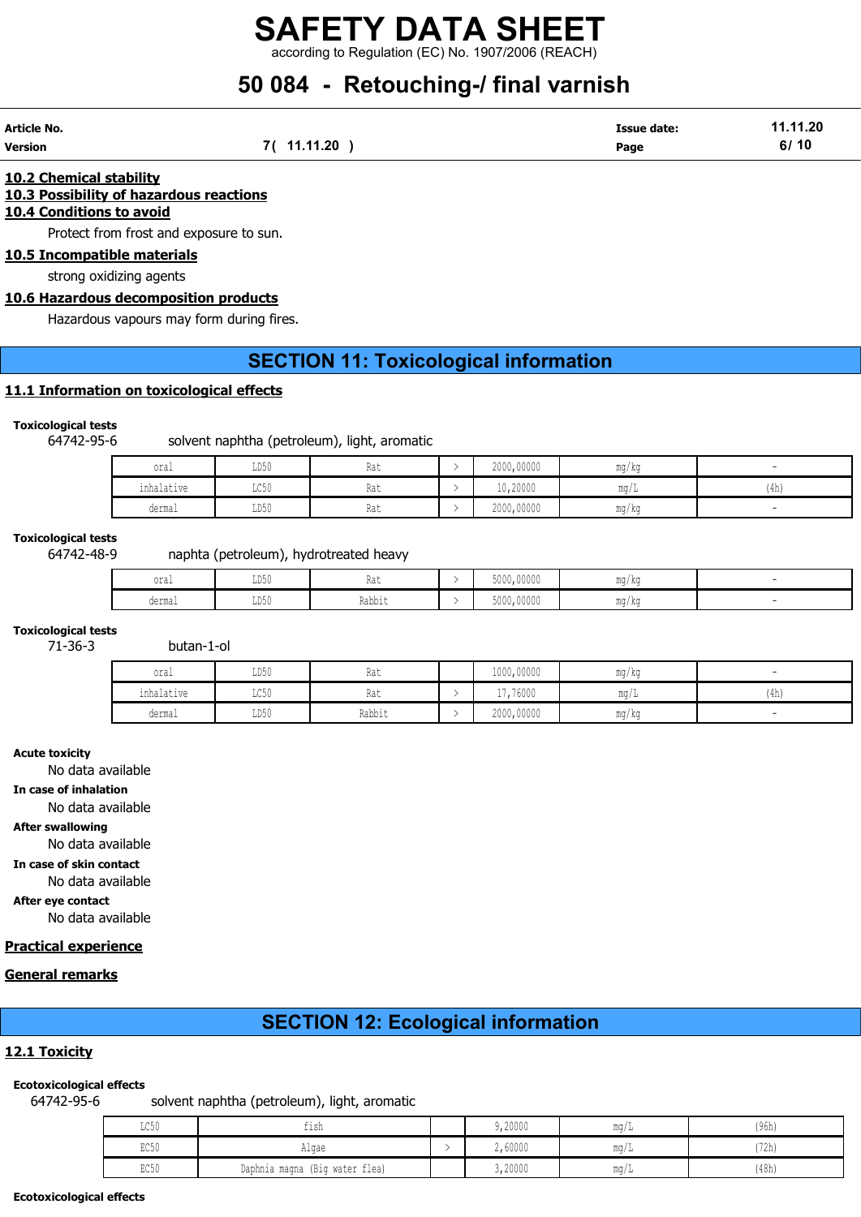**10.2 Chemical stability**

**10.3 Possibility of hazardous reactions**

**10.4 Conditions to avoid**

Protect from frost and exposure to sun.

**10.5 Incompatible materials**

strong oxidizing agents

**10.6 Hazardous decomposition products**

Hazardous vapours may form during fires.

# SECTION 11: Toxicological information

**11.1 Information on toxicological effects**

**Toxicological tests**

64742-95-6 solvent naphtha (petroleum), light, aromatic

| | | | | | | |
|---|---|---|---|---|---|---|
| oral | LD50 | Rat | > | 2000,00000 | mg/kg | - |
| inhalative | LC50 | Rat | > | 10,20000 | mg/L | (4h) |
| dermal | LD50 | Rat | > | 2000,00000 | mg/kg | - |

**Toxicological tests**

64742-48-9 naphta (petroleum), hydrotreated heavy

| | | | | | | |
|---|---|---|---|---|---|---|
| oral | LD50 | Rat | > | 5000,00000 | mg/kg | - |
| dermal | LD50 | Rabbit | > | 5000,00000 | mg/kg | - |

**Toxicological tests**

71-36-3 butan-1-ol

| | | | | | | |
|---|---|---|---|---|---|---|
| oral | LD50 | Rat | | 1000,00000 | mg/kg | - |
| inhalative | LC50 | Rat | > | 17,76000 | mg/L | (4h) |
| dermal | LD50 | Rabbit | > | 2000,00000 | mg/kg | - |

**Acute toxicity**

No data available

**In case of inhalation**

No data available

**After swallowing**

No data available

**In case of skin contact**

No data available

**After eye contact**

No data available

**Practical experience**

**General remarks**

# SECTION 12: Ecological information

**12.1 Toxicity**

**Ecotoxicological effects**

64742-95-6 solvent naphtha (petroleum), light, aromatic

| | | | | | |
|---|---|---|---|---|---|
| LC50 | fish | | 9,20000 | mg/L | (96h) |
| EC50 | Algae | > | 2,60000 | mg/L | (72h) |
| EC50 | Daphnia magna (Big water flea) | | 3,20000 | mg/L | (48h) |

**Ecotoxicological effects**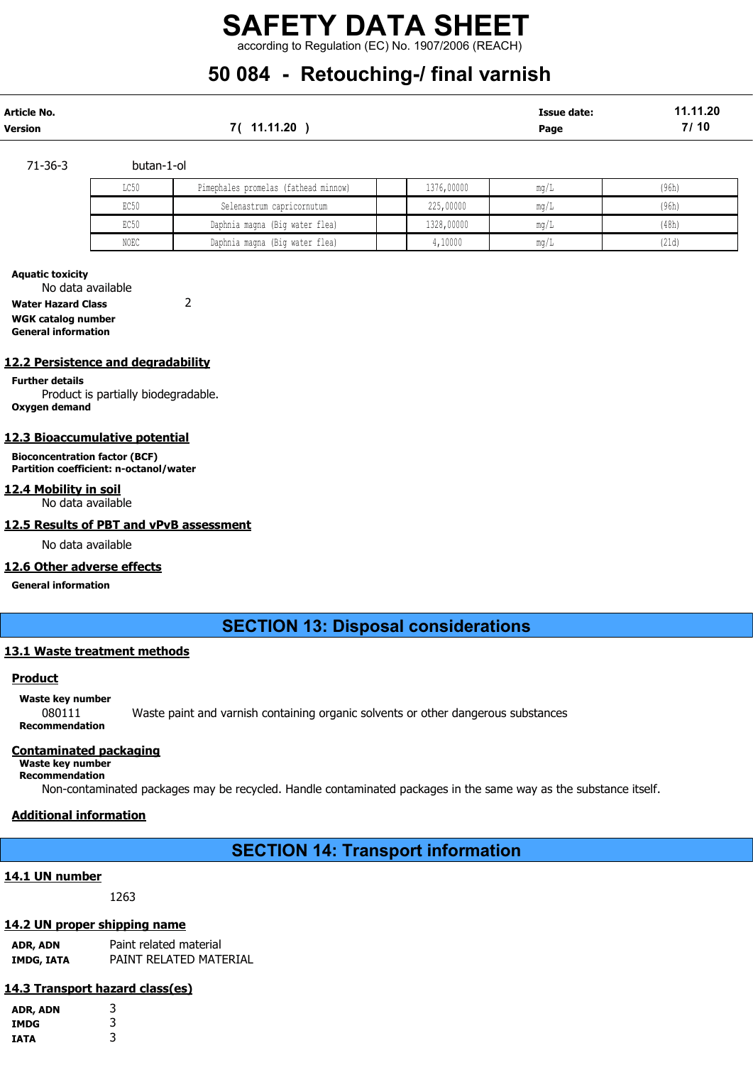71-36-3 butan-1-ol

| | | | | | |
|---|---|---|---|---|---|
| LC50 | Pimephales promelas (fathead minnow) | | 1376,00000 | mg/L | (96h) |
| EC50 | Selenastrum capricornutum | | 225,00000 | mg/L | (96h) |
| EC50 | Daphnia magna (Big water flea) | | 1328,00000 | mg/L | (48h) |
| NOEC | Daphnia magna (Big water flea) | | 4,10000 | mg/L | (21d) |

**Aquatic toxicity**

No data available

**Water Hazard Class** 2

**WGK catalog number**

**General information**

## 12.2 Persistence and degradability

**Further details**

Product is partially biodegradable.

**Oxygen demand**

## 12.3 Bioaccumulative potential

**Bioconcentration factor (BCF)**

**Partition coefficient: n-octanol/water**

## 12.4 Mobility in soil

No data available

## 12.5 Results of PBT and vPvB assessment

No data available

## 12.6 Other adverse effects

**General information**

# SECTION 13: Disposal considerations

## 13.1 Waste treatment methods

### Product

**Waste key number**

080111 Waste paint and varnish containing organic solvents or other dangerous substances

**Recommendation**

### Contaminated packaging

**Waste key number**

**Recommendation**

Non-contaminated packages may be recycled. Handle contaminated packages in the same way as the substance itself.

### Additional information

# SECTION 14: Transport information

## 14.1 UN number

1263

## 14.2 UN proper shipping name

**ADR, ADN** Paint related material

**IMDG, IATA** PAINT RELATED MATERIAL

## 14.3 Transport hazard class(es)

**ADR, ADN** 3

**IMDG** 3

**IATA** 3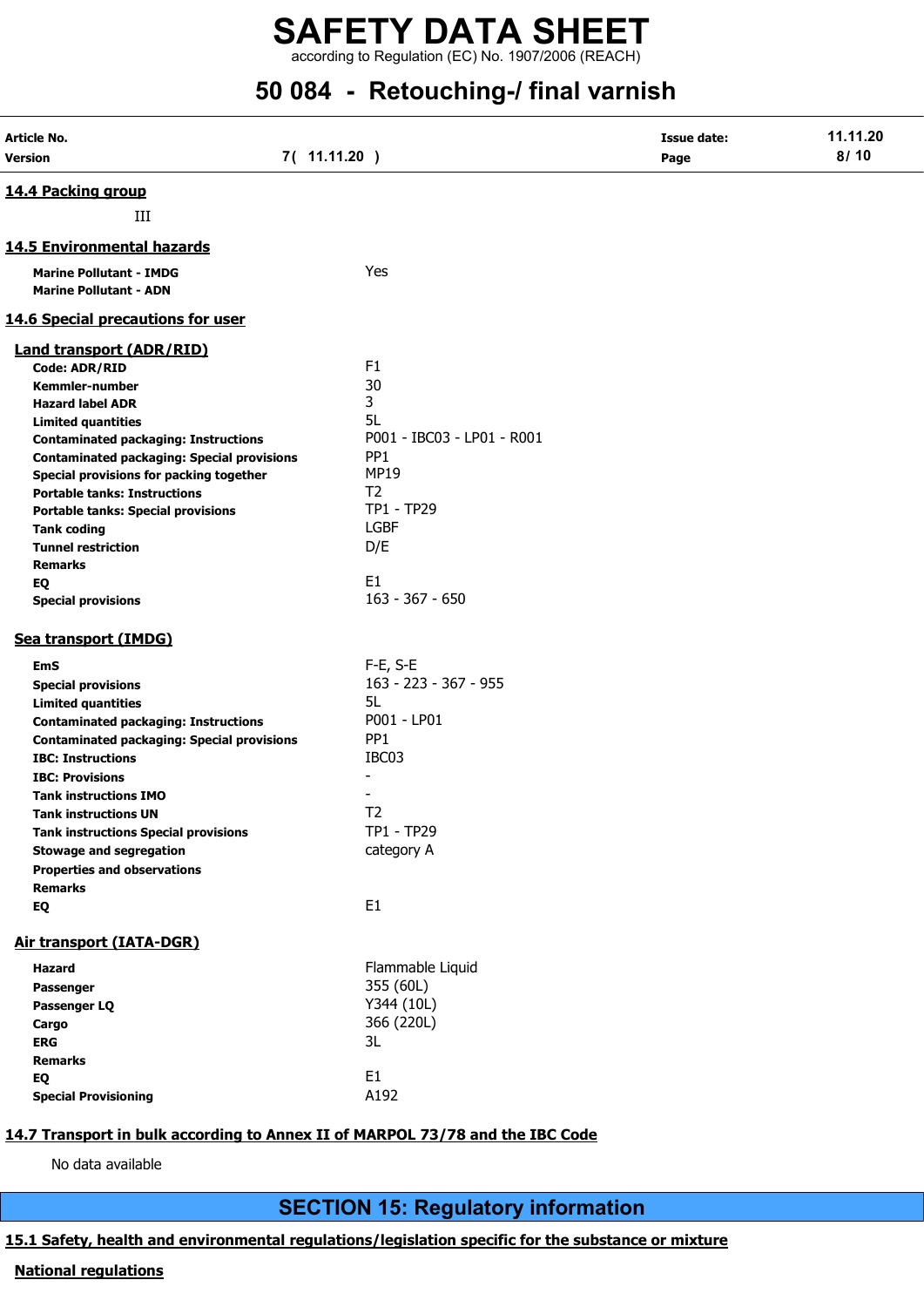## 14.4 Packing group

III

## 14.5 Environmental hazards

| | |
|---|---|
| **Marine Pollutant - IMDG** | Yes |
| **Marine Pollutant - ADN** | |

## 14.6 Special precautions for user

### Land transport (ADR/RID)

| | |
|---|---|
| **Code: ADR/RID** | F1 |
| **Kemmler-number** | 30 |
| **Hazard label ADR** | 3 |
| **Limited quantities** | 5L |
| **Contaminated packaging: Instructions** | P001 - IBC03 - LP01 - R001 |
| **Contaminated packaging: Special provisions** | PP1 |
| **Special provisions for packing together** | MP19 |
| **Portable tanks: Instructions** | T2 |
| **Portable tanks: Special provisions** | TP1 - TP29 |
| **Tank coding** | LGBF |
| **Tunnel restriction** | D/E |
| **Remarks** | |
| **EQ** | E1 |
| **Special provisions** | 163 - 367 - 650 |

### Sea transport (IMDG)

| | |
|---|---|
| **EmS** | F-E, S-E |
| **Special provisions** | 163 - 223 - 367 - 955 |
| **Limited quantities** | 5L |
| **Contaminated packaging: Instructions** | P001 - LP01 |
| **Contaminated packaging: Special provisions** | PP1 |
| **IBC: Instructions** | IBC03 |
| **IBC: Provisions** | - |
| **Tank instructions IMO** | - |
| **Tank instructions UN** | T2 |
| **Tank instructions Special provisions** | TP1 - TP29 |
| **Stowage and segregation** | category A |
| **Properties and observations** | |
| **Remarks** | |
| **EQ** | E1 |

### Air transport (IATA-DGR)

| | |
|---|---|
| **Hazard** | Flammable Liquid |
| **Passenger** | 355 (60L) |
| **Passenger LQ** | Y344 (10L) |
| **Cargo** | 366 (220L) |
| **ERG** | 3L |
| **Remarks** | |
| **EQ** | E1 |
| **Special Provisioning** | A192 |

## 14.7 Transport in bulk according to Annex II of MARPOL 73/78 and the IBC Code

No data available

# SECTION 15: Regulatory information

## 15.1 Safety, health and environmental regulations/legislation specific for the substance or mixture

### National regulations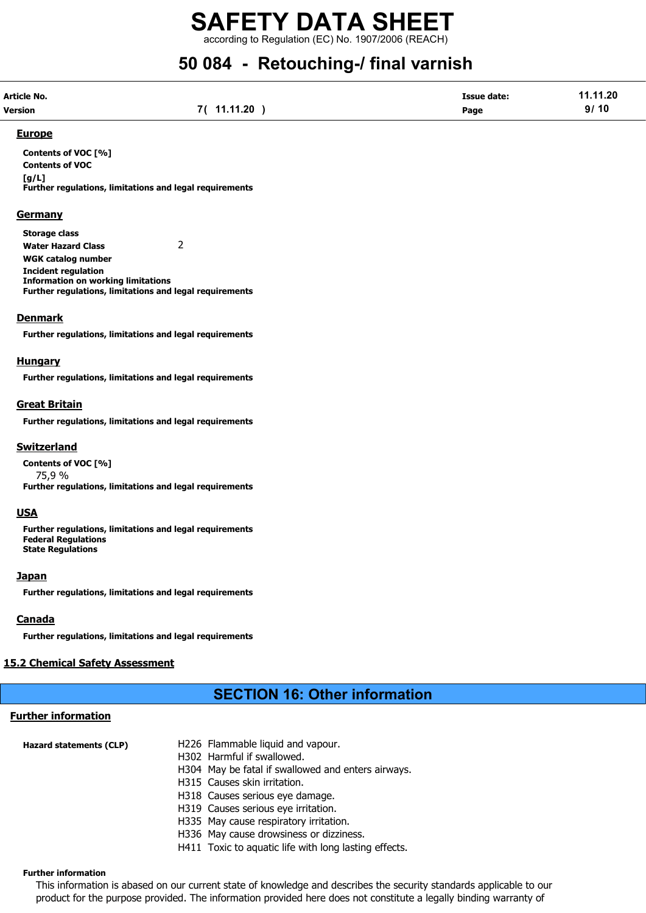**Europe**

**Contents of VOC [%]**

**Contents of VOC [g/L]**

**Further regulations, limitations and legal requirements**

**Germany**

**Storage class**

**Water Hazard Class** 2

**WGK catalog number**

**Incident regulation**

**Information on working limitations**

**Further regulations, limitations and legal requirements**

**Denmark**

**Further regulations, limitations and legal requirements**

**Hungary**

**Further regulations, limitations and legal requirements**

**Great Britain**

**Further regulations, limitations and legal requirements**

**Switzerland**

**Contents of VOC [%]**

75,9 %

**Further regulations, limitations and legal requirements**

**USA**

**Further regulations, limitations and legal requirements**

**Federal Regulations**

**State Regulations**

**Japan**

**Further regulations, limitations and legal requirements**

**Canada**

**Further regulations, limitations and legal requirements**

## 15.2 Chemical Safety Assessment

# SECTION 16: Other information

## Further information

**Hazard statements (CLP)**

H226 Flammable liquid and vapour.
H302 Harmful if swallowed.
H304 May be fatal if swallowed and enters airways.
H315 Causes skin irritation.
H318 Causes serious eye damage.
H319 Causes serious eye irritation.
H335 May cause respiratory irritation.
H336 May cause drowsiness or dizziness.
H411 Toxic to aquatic life with long lasting effects.

**Further information**

This information is abased on our current state of knowledge and describes the security standards applicable to our product for the purpose provided. The information provided here does not constitute a legally binding warranty of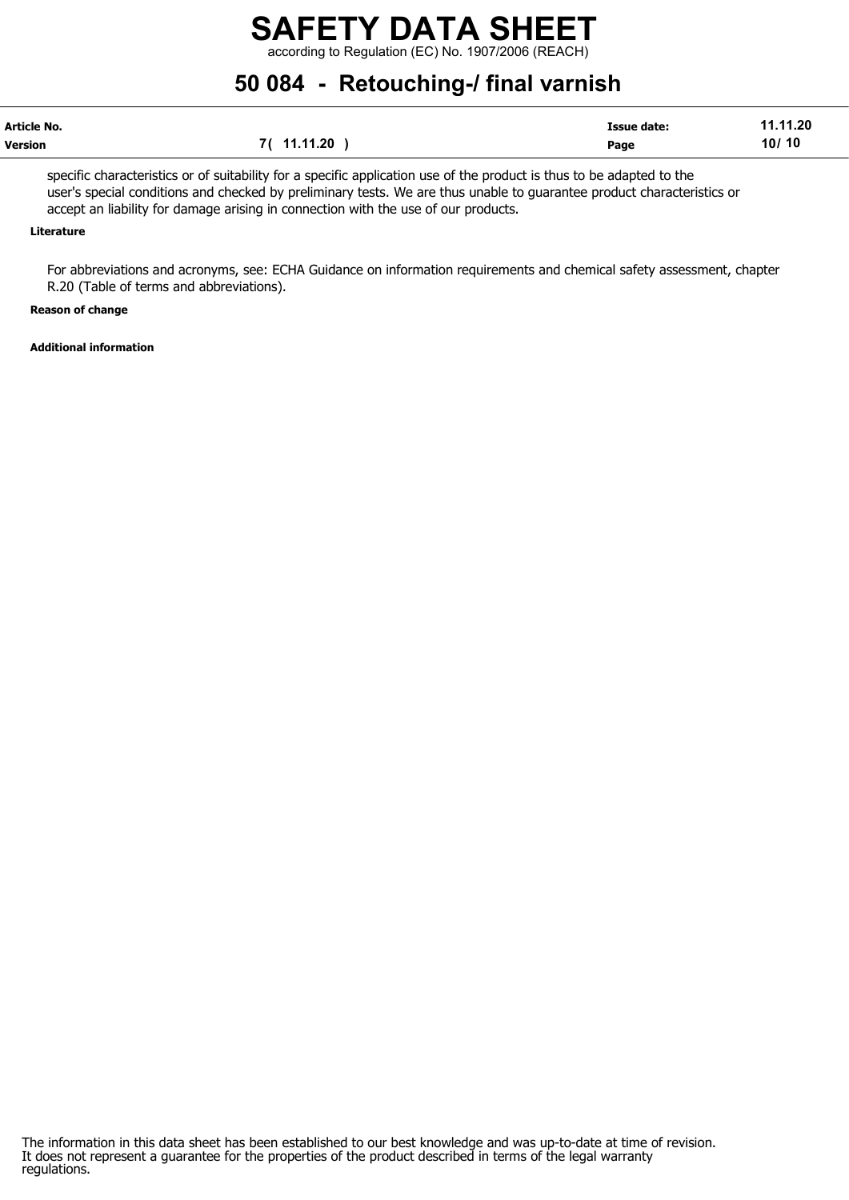specific characteristics or of suitability for a specific application use of the product is thus to be adapted to the user's special conditions and checked by preliminary tests. We are thus unable to guarantee product characteristics or accept an liability for damage arising in connection with the use of our products.

**Literature**

For abbreviations and acronyms, see: ECHA Guidance on information requirements and chemical safety assessment, chapter R.20 (Table of terms and abbreviations).

**Reason of change**

**Additional information**

The information in this data sheet has been established to our best knowledge and was up-to-date at time of revision. It does not represent a guarantee for the properties of the product described in terms of the legal warranty regulations.